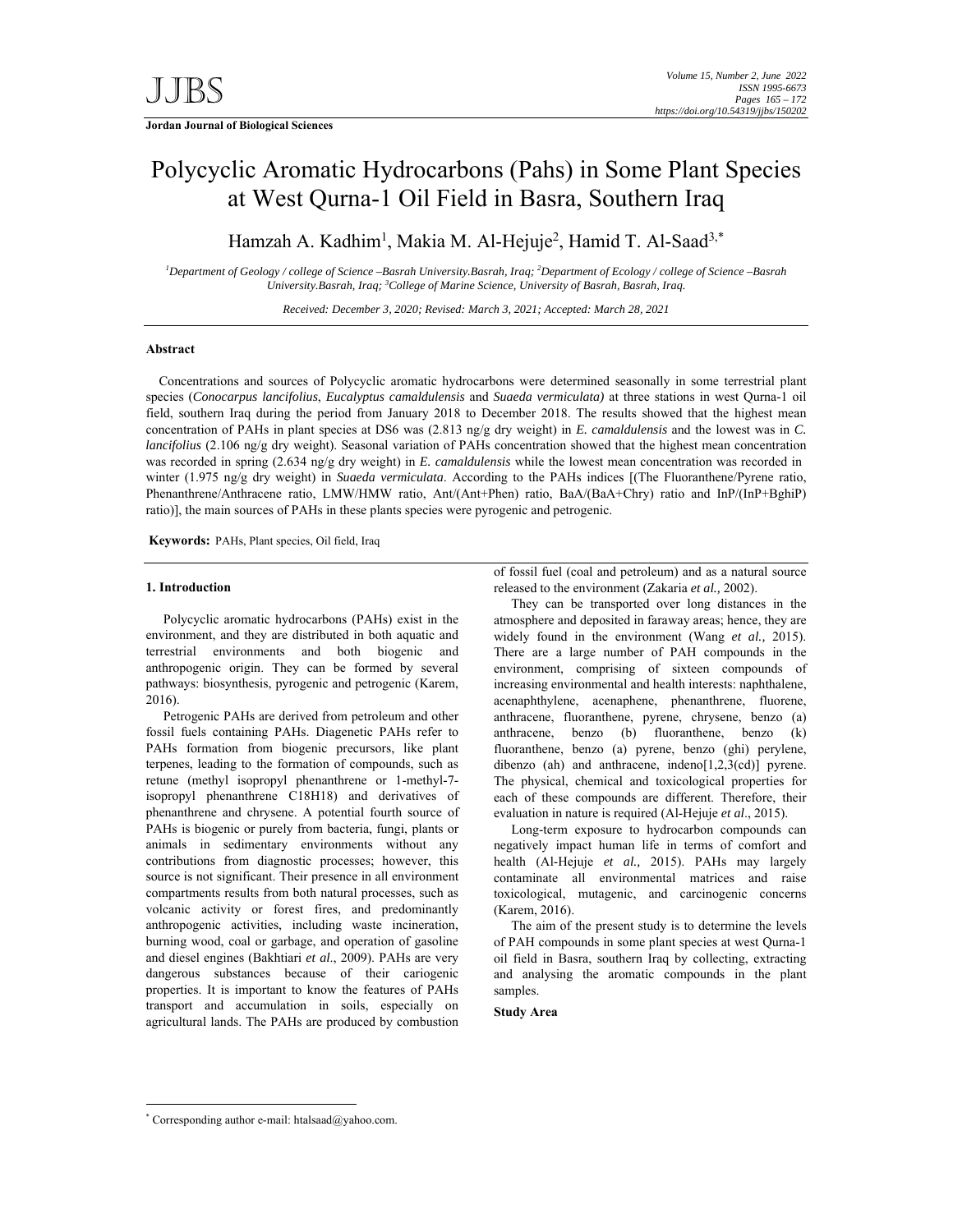**Jordan Journal of Biological Sciences**

# Polycyclic Aromatic Hydrocarbons (Pahs) in Some Plant Species at West Qurna-1 Oil Field in Basra, Southern Iraq

Hamzah A. Kadhim[1], Makia M. Al-Hejuje[2], Hamid T. Al-Saad[3,*]

[1]Department of Geology / college of Science –Basrah University.Basrah, Iraq; [2]Department of Ecology / college of Science –Basrah University.Basrah, Iraq; [3]College of Marine Science, University of Basrah, Basrah, Iraq.

Received: December 3, 2020; Revised: March 3, 2021; Accepted: March 28, 2021

## Abstract

Concentrations and sources of Polycyclic aromatic hydrocarbons were determined seasonally in some terrestrial plant species (*Conocarpus lancifolius*, *Eucalyptus camaldulensis* and *Suaeda vermiculata)* at three stations in west Qurna-1 oil field, southern Iraq during the period from January 2018 to December 2018. The results showed that the highest mean concentration of PAHs in plant species at DS6 was (2.813 ng/g dry weight) in *E. camaldulensis* and the lowest was in *C. lancifolius* (2.106 ng/g dry weight). Seasonal variation of PAHs concentration showed that the highest mean concentration was recorded in spring (2.634 ng/g dry weight) in *E. camaldulensis* while the lowest mean concentration was recorded in winter (1.975 ng/g dry weight) in *Suaeda vermiculata*. According to the PAHs indices [(The Fluoranthene/Pyrene ratio, Phenanthrene/Anthracene ratio, LMW/HMW ratio, Ant/(Ant+Phen) ratio, BaA/(BaA+Chry) ratio and InP/(InP+BghiP) ratio)], the main sources of PAHs in these plants species were pyrogenic and petrogenic.

**Keywords:** PAHs, Plant species, Oil field, Iraq

## 1. Introduction

Polycyclic aromatic hydrocarbons (PAHs) exist in the environment, and they are distributed in both aquatic and terrestrial environments and both biogenic and anthropogenic origin. They can be formed by several pathways: biosynthesis, pyrogenic and petrogenic (Karem, 2016).

Petrogenic PAHs are derived from petroleum and other fossil fuels containing PAHs. Diagenetic PAHs refer to PAHs formation from biogenic precursors, like plant terpenes, leading to the formation of compounds, such as retune (methyl isopropyl phenanthrene or 1-methyl-7-isopropyl phenanthrene $C_{18}H_{18}$) and derivatives of phenanthrene and chrysene. A potential fourth source of PAHs is biogenic or purely from bacteria, fungi, plants or animals in sedimentary environments without any contributions from diagnostic processes; however, this source is not significant. Their presence in all environment compartments results from both natural processes, such as volcanic activity or forest fires, and predominantly anthropogenic activities, including waste incineration, burning wood, coal or garbage, and operation of gasoline and diesel engines (Bakhtiari *et al*., 2009). PAHs are very dangerous substances because of their cariogenic properties. It is important to know the features of PAHs transport and accumulation in soils, especially on agricultural lands. The PAHs are produced by combustion of fossil fuel (coal and petroleum) and as a natural source released to the environment (Zakaria *et al.,* 2002).

They can be transported over long distances in the atmosphere and deposited in faraway areas; hence, they are widely found in the environment (Wang *et al.,* 2015). There are a large number of PAH compounds in the environment, comprising of sixteen compounds of increasing environmental and health interests: naphthalene, acenaphthylene, acenaphene, phenanthrene, fluorene, anthracene, fluoranthene, pyrene, chrysene, benzo (a) anthracene, benzo (b) fluoranthene, benzo (k) fluoranthene, benzo (a) pyrene, benzo (ghi) perylene, dibenzo (ah) and anthracene, indeno[1,2,3(cd)] pyrene. The physical, chemical and toxicological properties for each of these compounds are different. Therefore, their evaluation in nature is required (Al-Hejuje *et al*., 2015).

Long-term exposure to hydrocarbon compounds can negatively impact human life in terms of comfort and health (Al-Hejuje *et al.,* 2015). PAHs may largely contaminate all environmental matrices and raise toxicological, mutagenic, and carcinogenic concerns (Karem, 2016).

The aim of the present study is to determine the levels of PAH compounds in some plant species at west Qurna-1 oil field in Basra, southern Iraq by collecting, extracting and analysing the aromatic compounds in the plant samples.

**Study Area**

---

[*] Corresponding author e-mail: htalsaad@yahoo.com.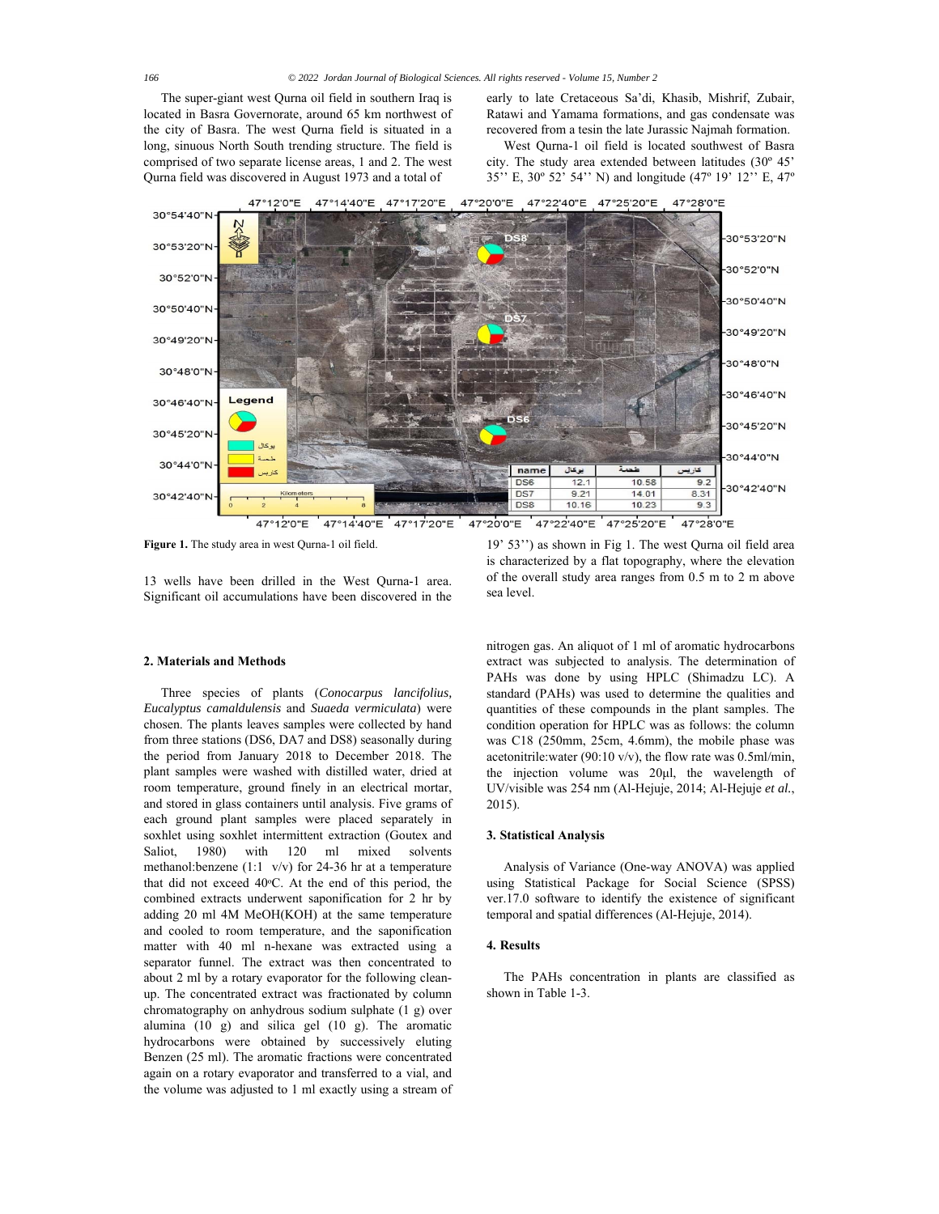The super-giant west Qurna oil field in southern Iraq is located in Basra Governorate, around 65 km northwest of the city of Basra. The west Qurna field is situated in a long, sinuous North South trending structure. The field is comprised of two separate license areas, 1 and 2. The west Qurna field was discovered in August 1973 and a total of 13 wells have been drilled in the West Qurna-1 area. Significant oil accumulations have been discovered in the early to late Cretaceous Sa'di, Khasib, Mishrif, Zubair, Ratawi and Yamama formations, and gas condensate was recovered from a tesin the late Jurassic Najmah formation.

West Qurna-1 oil field is located southwest of Basra city. The study area extended between latitudes (30º 45' 35'' E, 30º 52' 54'' N) and longitude (47º 19' 12'' E, 47º 19' 53'') as shown in Fig 1. The west Qurna oil field area is characterized by a flat topography, where the elevation of the overall study area ranges from 0.5 m to 2 m above sea level.

**Figure 1.** The study area in west Qurna-1 oil field.

## 2. Materials and Methods

Three species of plants (*Conocarpus lancifolius, Eucalyptus camaldulensis* and *Suaeda vermiculata*) were chosen. The plants leaves samples were collected by hand from three stations (DS6, DA7 and DS8) seasonally during the period from January 2018 to December 2018. The plant samples were washed with distilled water, dried at room temperature, ground finely in an electrical mortar, and stored in glass containers until analysis. Five grams of each ground plant samples were placed separately in soxhlet using soxhlet intermittent extraction (Goutex and Saliot, 1980) with 120 ml mixed solvents methanol:benzene (1:1 v/v) for 24-36 hr at a temperature that did not exceed 40ºC. At the end of this period, the combined extracts underwent saponification for 2 hr by adding 20 ml 4M MeOH(KOH) at the same temperature and cooled to room temperature, and the saponification matter with 40 ml n-hexane was extracted using a separator funnel. The extract was then concentrated to about 2 ml by a rotary evaporator for the following clean-up. The concentrated extract was fractionated by column chromatography on anhydrous sodium sulphate (1 g) over alumina (10 g) and silica gel (10 g). The aromatic hydrocarbons were obtained by successively eluting Benzen (25 ml). The aromatic fractions were concentrated again on a rotary evaporator and transferred to a vial, and the volume was adjusted to 1 ml exactly using a stream of nitrogen gas. An aliquot of 1 ml of aromatic hydrocarbons extract was subjected to analysis. The determination of PAHs was done by using HPLC (Shimadzu LC). A standard (PAHs) was used to determine the qualities and quantities of these compounds in the plant samples. The condition operation for HPLC was as follows: the column was C18 (250mm, 25cm, 4.6mm), the mobile phase was acetonitrile:water (90:10 v/v), the flow rate was 0.5ml/min, the injection volume was 20µl, the wavelength of UV/visible was 254 nm (Al-Hejuje, 2014; Al-Hejuje *et al.*, 2015).

## 3. Statistical Analysis

Analysis of Variance (One-way ANOVA) was applied using Statistical Package for Social Science (SPSS) ver.17.0 software to identify the existence of significant temporal and spatial differences (Al-Hejuje, 2014).

## 4. Results

The PAHs concentration in plants are classified as shown in Table 1-3.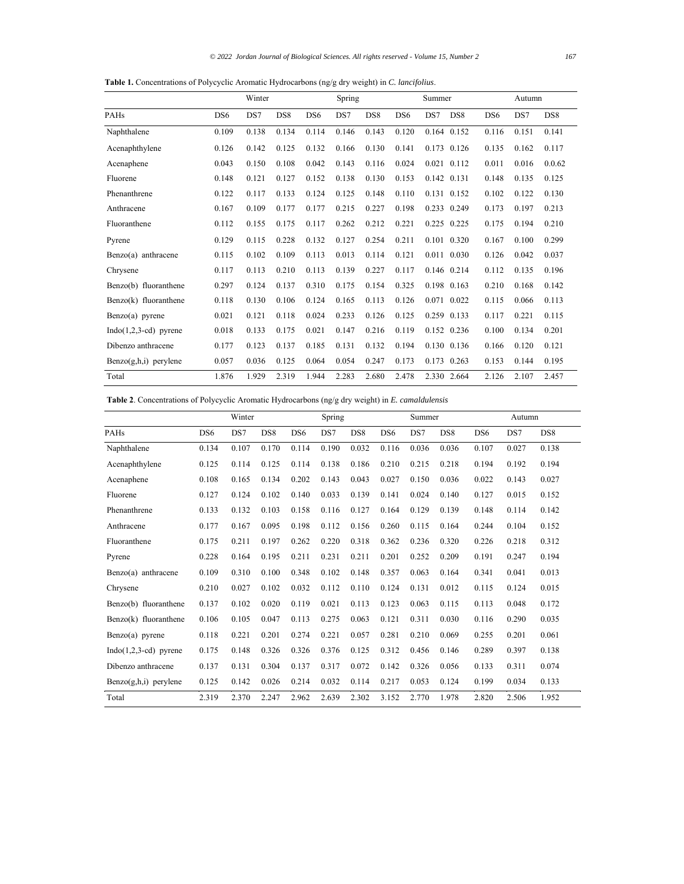**Table 1.** Concentrations of Polycyclic Aromatic Hydrocarbons (ng/g dry weight) in *C. lancifolius*.

| | Winter | | | Spring | | | Summer | | | Autumn | | |
|---|---|---|---|---|---|---|---|---|---|---|---|---|
| PAHs | DS6 | DS7 | DS8 | DS6 | DS7 | DS8 | DS6 | DS7 | DS8 | DS6 | DS7 | DS8 |
| Naphthalene | 0.109 | 0.138 | 0.134 | 0.114 | 0.146 | 0.143 | 0.120 | 0.164 | 0.152 | 0.116 | 0.151 | 0.141 |
| Acenaphthylene | 0.126 | 0.142 | 0.125 | 0.132 | 0.166 | 0.130 | 0.141 | 0.173 | 0.126 | 0.135 | 0.162 | 0.117 |
| Acenaphene | 0.043 | 0.150 | 0.108 | 0.042 | 0.143 | 0.116 | 0.024 | 0.021 | 0.112 | 0.011 | 0.016 | 0.0.62 |
| Fluorene | 0.148 | 0.121 | 0.127 | 0.152 | 0.138 | 0.130 | 0.153 | 0.142 | 0.131 | 0.148 | 0.135 | 0.125 |
| Phenanthrene | 0.122 | 0.117 | 0.133 | 0.124 | 0.125 | 0.148 | 0.110 | 0.131 | 0.152 | 0.102 | 0.122 | 0.130 |
| Anthracene | 0.167 | 0.109 | 0.177 | 0.177 | 0.215 | 0.227 | 0.198 | 0.233 | 0.249 | 0.173 | 0.197 | 0.213 |
| Fluoranthene | 0.112 | 0.155 | 0.175 | 0.117 | 0.262 | 0.212 | 0.221 | 0.225 | 0.225 | 0.175 | 0.194 | 0.210 |
| Pyrene | 0.129 | 0.115 | 0.228 | 0.132 | 0.127 | 0.254 | 0.211 | 0.101 | 0.320 | 0.167 | 0.100 | 0.299 |
| Benzo(a) anthracene | 0.115 | 0.102 | 0.109 | 0.113 | 0.013 | 0.114 | 0.121 | 0.011 | 0.030 | 0.126 | 0.042 | 0.037 |
| Chrysene | 0.117 | 0.113 | 0.210 | 0.113 | 0.139 | 0.227 | 0.117 | 0.146 | 0.214 | 0.112 | 0.135 | 0.196 |
| Benzo(b) fluoranthene | 0.297 | 0.124 | 0.137 | 0.310 | 0.175 | 0.154 | 0.325 | 0.198 | 0.163 | 0.210 | 0.168 | 0.142 |
| Benzo(k) fluoranthene | 0.118 | 0.130 | 0.106 | 0.124 | 0.165 | 0.113 | 0.126 | 0.071 | 0.022 | 0.115 | 0.066 | 0.113 |
| Benzo(a) pyrene | 0.021 | 0.121 | 0.118 | 0.024 | 0.233 | 0.126 | 0.125 | 0.259 | 0.133 | 0.117 | 0.221 | 0.115 |
| Indo(1,2,3-cd) pyrene | 0.018 | 0.133 | 0.175 | 0.021 | 0.147 | 0.216 | 0.119 | 0.152 | 0.236 | 0.100 | 0.134 | 0.201 |
| Dibenzo anthracene | 0.177 | 0.123 | 0.137 | 0.185 | 0.131 | 0.132 | 0.194 | 0.130 | 0.136 | 0.166 | 0.120 | 0.121 |
| Benzo(g,h,i) perylene | 0.057 | 0.036 | 0.125 | 0.064 | 0.054 | 0.247 | 0.173 | 0.173 | 0.263 | 0.153 | 0.144 | 0.195 |
| Total | 1.876 | 1.929 | 2.319 | 1.944 | 2.283 | 2.680 | 2.478 | 2.330 | 2.664 | 2.126 | 2.107 | 2.457 |

**Table 2**. Concentrations of Polycyclic Aromatic Hydrocarbons (ng/g dry weight) in *E. camaldulensis*

| | Winter | | | Spring | | | Summer | | | Autumn | | |
|---|---|---|---|---|---|---|---|---|---|---|---|---|
| PAHs | DS6 | DS7 | DS8 | DS6 | DS7 | DS8 | DS6 | DS7 | DS8 | DS6 | DS7 | DS8 |
| Naphthalene | 0.134 | 0.107 | 0.170 | 0.114 | 0.190 | 0.032 | 0.116 | 0.036 | 0.036 | 0.107 | 0.027 | 0.138 |
| Acenaphthylene | 0.125 | 0.114 | 0.125 | 0.114 | 0.138 | 0.186 | 0.210 | 0.215 | 0.218 | 0.194 | 0.192 | 0.194 |
| Acenaphene | 0.108 | 0.165 | 0.134 | 0.202 | 0.143 | 0.043 | 0.027 | 0.150 | 0.036 | 0.022 | 0.143 | 0.027 |
| Fluorene | 0.127 | 0.124 | 0.102 | 0.140 | 0.033 | 0.139 | 0.141 | 0.024 | 0.140 | 0.127 | 0.015 | 0.152 |
| Phenanthrene | 0.133 | 0.132 | 0.103 | 0.158 | 0.116 | 0.127 | 0.164 | 0.129 | 0.139 | 0.148 | 0.114 | 0.142 |
| Anthracene | 0.177 | 0.167 | 0.095 | 0.198 | 0.112 | 0.156 | 0.260 | 0.115 | 0.164 | 0.244 | 0.104 | 0.152 |
| Fluoranthene | 0.175 | 0.211 | 0.197 | 0.262 | 0.220 | 0.318 | 0.362 | 0.236 | 0.320 | 0.226 | 0.218 | 0.312 |
| Pyrene | 0.228 | 0.164 | 0.195 | 0.211 | 0.231 | 0.211 | 0.201 | 0.252 | 0.209 | 0.191 | 0.247 | 0.194 |
| Benzo(a) anthracene | 0.109 | 0.310 | 0.100 | 0.348 | 0.102 | 0.148 | 0.357 | 0.063 | 0.164 | 0.341 | 0.041 | 0.013 |
| Chrysene | 0.210 | 0.027 | 0.102 | 0.032 | 0.112 | 0.110 | 0.124 | 0.131 | 0.012 | 0.115 | 0.124 | 0.015 |
| Benzo(b) fluoranthene | 0.137 | 0.102 | 0.020 | 0.119 | 0.021 | 0.113 | 0.123 | 0.063 | 0.115 | 0.113 | 0.048 | 0.172 |
| Benzo(k) fluoranthene | 0.106 | 0.105 | 0.047 | 0.113 | 0.275 | 0.063 | 0.121 | 0.311 | 0.030 | 0.116 | 0.290 | 0.035 |
| Benzo(a) pyrene | 0.118 | 0.221 | 0.201 | 0.274 | 0.221 | 0.057 | 0.281 | 0.210 | 0.069 | 0.255 | 0.201 | 0.061 |
| Indo(1,2,3-cd) pyrene | 0.175 | 0.148 | 0.326 | 0.326 | 0.376 | 0.125 | 0.312 | 0.456 | 0.146 | 0.289 | 0.397 | 0.138 |
| Dibenzo anthracene | 0.137 | 0.131 | 0.304 | 0.137 | 0.317 | 0.072 | 0.142 | 0.326 | 0.056 | 0.133 | 0.311 | 0.074 |
| Benzo(g,h,i) perylene | 0.125 | 0.142 | 0.026 | 0.214 | 0.032 | 0.114 | 0.217 | 0.053 | 0.124 | 0.199 | 0.034 | 0.133 |
| Total | 2.319 | 2.370 | 2.247 | 2.962 | 2.639 | 2.302 | 3.152 | 2.770 | 1.978 | 2.820 | 2.506 | 1.952 |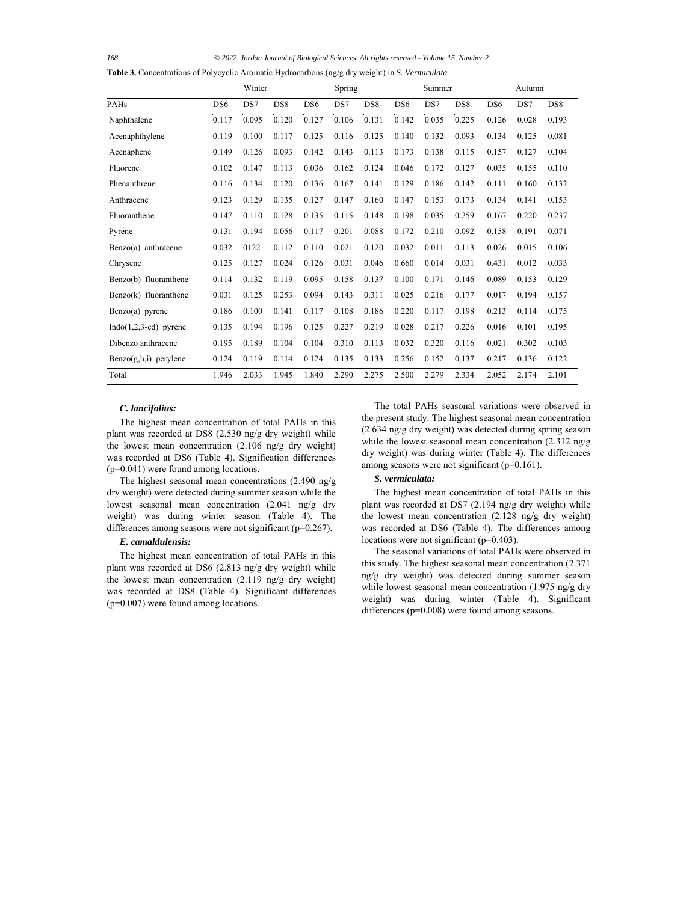**Table 3.** Concentrations of Polycyclic Aromatic Hydrocarbons (ng/g dry weight) in *S. Vermiculata*

| | Winter | | | Spring | | | Summer | | | Autumn | | |
|---|---|---|---|---|---|---|---|---|---|---|---|---|
| PAHs | DS6 | DS7 | DS8 | DS6 | DS7 | DS8 | DS6 | DS7 | DS8 | DS6 | DS7 | DS8 |
| Naphthalene | 0.117 | 0.095 | 0.120 | 0.127 | 0.106 | 0.131 | 0.142 | 0.035 | 0.225 | 0.126 | 0.028 | 0.193 |
| Acenaphthylene | 0.119 | 0.100 | 0.117 | 0.125 | 0.116 | 0.125 | 0.140 | 0.132 | 0.093 | 0.134 | 0.125 | 0.081 |
| Acenaphene | 0.149 | 0.126 | 0.093 | 0.142 | 0.143 | 0.113 | 0.173 | 0.138 | 0.115 | 0.157 | 0.127 | 0.104 |
| Fluorene | 0.102 | 0.147 | 0.113 | 0.036 | 0.162 | 0.124 | 0.046 | 0.172 | 0.127 | 0.035 | 0.155 | 0.110 |
| Phenanthrene | 0.116 | 0.134 | 0.120 | 0.136 | 0.167 | 0.141 | 0.129 | 0.186 | 0.142 | 0.111 | 0.160 | 0.132 |
| Anthracene | 0.123 | 0.129 | 0.135 | 0.127 | 0.147 | 0.160 | 0.147 | 0.153 | 0.173 | 0.134 | 0.141 | 0.153 |
| Fluoranthene | 0.147 | 0.110 | 0.128 | 0.135 | 0.115 | 0.148 | 0.198 | 0.035 | 0.259 | 0.167 | 0.220 | 0.237 |
| Pyrene | 0.131 | 0.194 | 0.056 | 0.117 | 0.201 | 0.088 | 0.172 | 0.210 | 0.092 | 0.158 | 0.191 | 0.071 |
| Benzo(a) anthracene | 0.032 | 0122 | 0.112 | 0.110 | 0.021 | 0.120 | 0.032 | 0.011 | 0.113 | 0.026 | 0.015 | 0.106 |
| Chrysene | 0.125 | 0.127 | 0.024 | 0.126 | 0.031 | 0.046 | 0.660 | 0.014 | 0.031 | 0.431 | 0.012 | 0.033 |
| Benzo(b) fluoranthene | 0.114 | 0.132 | 0.119 | 0.095 | 0.158 | 0.137 | 0.100 | 0.171 | 0.146 | 0.089 | 0.153 | 0.129 |
| Benzo(k) fluoranthene | 0.031 | 0.125 | 0.253 | 0.094 | 0.143 | 0.311 | 0.025 | 0.216 | 0.177 | 0.017 | 0.194 | 0.157 |
| Benzo(a) pyrene | 0.186 | 0.100 | 0.141 | 0.117 | 0.108 | 0.186 | 0.220 | 0.117 | 0.198 | 0.213 | 0.114 | 0.175 |
| Indo(1,2,3-cd) pyrene | 0.135 | 0.194 | 0.196 | 0.125 | 0.227 | 0.219 | 0.028 | 0.217 | 0.226 | 0.016 | 0.101 | 0.195 |
| Dibenzo anthracene | 0.195 | 0.189 | 0.104 | 0.104 | 0.310 | 0.113 | 0.032 | 0.320 | 0.116 | 0.021 | 0.302 | 0.103 |
| Benzo(g,h,i) perylene | 0.124 | 0.119 | 0.114 | 0.124 | 0.135 | 0.133 | 0.256 | 0.152 | 0.137 | 0.217 | 0.136 | 0.122 |
| Total | 1.946 | 2.033 | 1.945 | 1.840 | 2.290 | 2.275 | 2.500 | 2.279 | 2.334 | 2.052 | 2.174 | 2.101 |

### *C. lancifolius:*

The highest mean concentration of total PAHs in this plant was recorded at DS8 (2.530 ng/g dry weight) while the lowest mean concentration (2.106 ng/g dry weight) was recorded at DS6 (Table 4). Signification differences (p=0.041) were found among locations.

The highest seasonal mean concentrations (2.490 ng/g dry weight) were detected during summer season while the lowest seasonal mean concentration (2.041 ng/g dry weight) was during winter season (Table 4). The differences among seasons were not significant (p=0.267).

### *E. camaldulensis:*

The highest mean concentration of total PAHs in this plant was recorded at DS6 (2.813 ng/g dry weight) while the lowest mean concentration (2.119 ng/g dry weight) was recorded at DS8 (Table 4). Significant differences (p=0.007) were found among locations.

The total PAHs seasonal variations were observed in the present study. The highest seasonal mean concentration (2.634 ng/g dry weight) was detected during spring season while the lowest seasonal mean concentration (2.312 ng/g dry weight) was during winter (Table 4). The differences among seasons were not significant (p=0.161).

### *S. vermiculata:*

The highest mean concentration of total PAHs in this plant was recorded at DS7 (2.194 ng/g dry weight) while the lowest mean concentration (2.128 ng/g dry weight) was recorded at DS6 (Table 4). The differences among locations were not significant (p=0.403).

The seasonal variations of total PAHs were observed in this study. The highest seasonal mean concentration (2.371 ng/g dry weight) was detected during summer season while lowest seasonal mean concentration (1.975 ng/g dry weight) was during winter (Table 4). Significant differences (p=0.008) were found among seasons.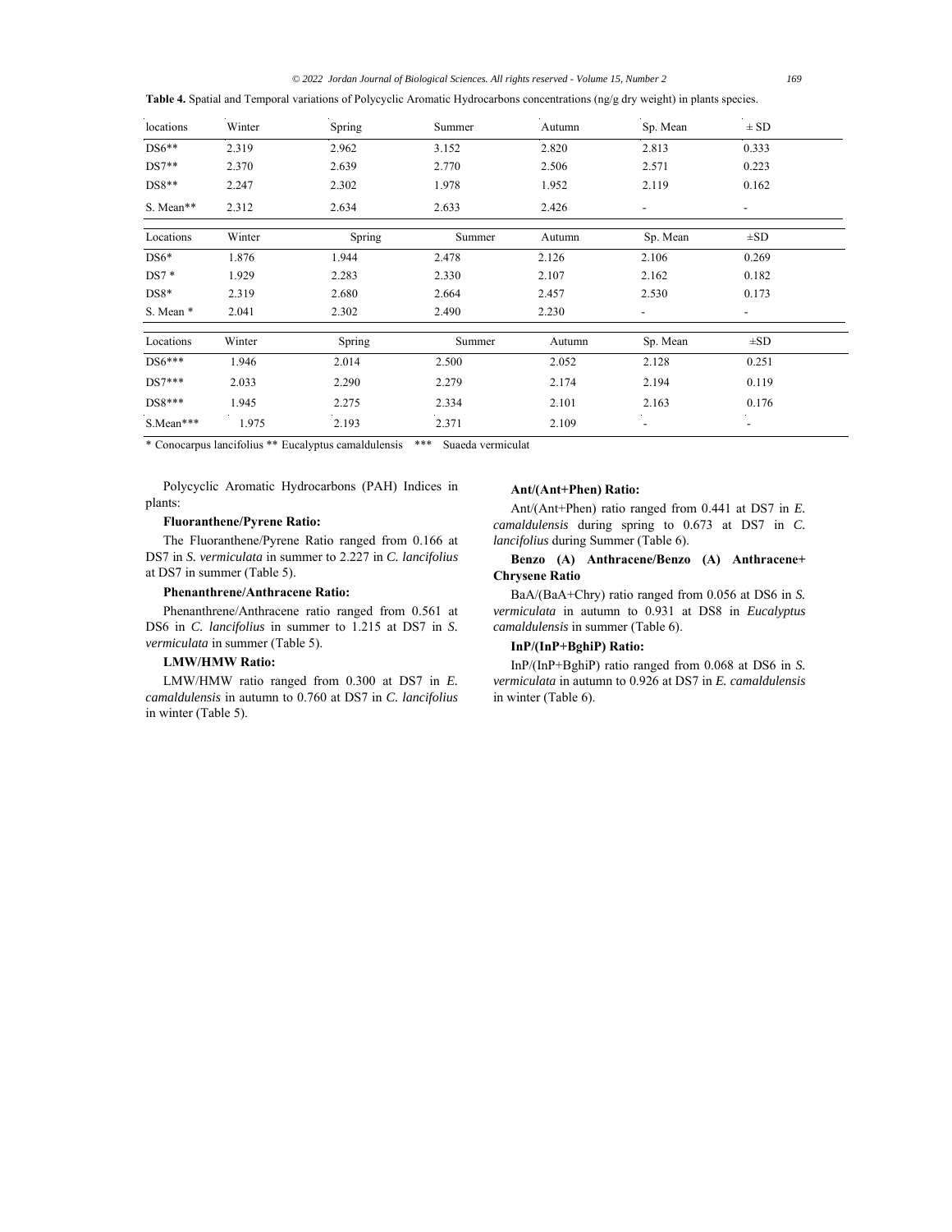**Table 4.** Spatial and Temporal variations of Polycyclic Aromatic Hydrocarbons concentrations (ng/g dry weight) in plants species.

| locations | Winter | Spring | Summer | Autumn | Sp. Mean | ± SD |
|---|---|---|---|---|---|---|
| DS6** | 2.319 | 2.962 | 3.152 | 2.820 | 2.813 | 0.333 |
| DS7** | 2.370 | 2.639 | 2.770 | 2.506 | 2.571 | 0.223 |
| DS8** | 2.247 | 2.302 | 1.978 | 1.952 | 2.119 | 0.162 |
| S. Mean** | 2.312 | 2.634 | 2.633 | 2.426 | - | - |
| Locations | Winter | Spring | Summer | Autumn | Sp. Mean | ±SD |
| DS6* | 1.876 | 1.944 | 2.478 | 2.126 | 2.106 | 0.269 |
| DS7 * | 1.929 | 2.283 | 2.330 | 2.107 | 2.162 | 0.182 |
| DS8* | 2.319 | 2.680 | 2.664 | 2.457 | 2.530 | 0.173 |
| S. Mean * | 2.041 | 2.302 | 2.490 | 2.230 | - | - |
| Locations | Winter | Spring | Summer | Autumn | Sp. Mean | ±SD |
| DS6*** | 1.946 | 2.014 | 2.500 | 2.052 | 2.128 | 0.251 |
| DS7*** | 2.033 | 2.290 | 2.279 | 2.174 | 2.194 | 0.119 |
| DS8*** | 1.945 | 2.275 | 2.334 | 2.101 | 2.163 | 0.176 |
| S.Mean*** | 1.975 | 2.193 | 2.371 | 2.109 | - | - |

\* Conocarpus lancifolius ** Eucalyptus camaldulensis *** Suaeda vermiculat

Polycyclic Aromatic Hydrocarbons (PAH) Indices in plants:

**Fluoranthene/Pyrene Ratio:**

The Fluoranthene/Pyrene Ratio ranged from 0.166 at DS7 in *S. vermiculata* in summer to 2.227 in *C. lancifolius* at DS7 in summer (Table 5).

**Phenanthrene/Anthracene Ratio:**

Phenanthrene/Anthracene ratio ranged from 0.561 at DS6 in *C. lancifolius* in summer to 1.215 at DS7 in *S. vermiculata* in summer (Table 5).

**LMW/HMW Ratio:**

LMW/HMW ratio ranged from 0.300 at DS7 in *E. camaldulensis* in autumn to 0.760 at DS7 in *C. lancifolius* in winter (Table 5).

**Ant/(Ant+Phen) Ratio:**

Ant/(Ant+Phen) ratio ranged from 0.441 at DS7 in *E. camaldulensis* during spring to 0.673 at DS7 in *C. lancifolius* during Summer (Table 6).

**Benzo (A) Anthracene/Benzo (A) Anthracene+ Chrysene Ratio**

BaA/(BaA+Chry) ratio ranged from 0.056 at DS6 in *S. vermiculata* in autumn to 0.931 at DS8 in *Eucalyptus camaldulensis* in summer (Table 6).

**InP/(InP+BghiP) Ratio:**

InP/(InP+BghiP) ratio ranged from 0.068 at DS6 in *S. vermiculata* in autumn to 0.926 at DS7 in *E. camaldulensis* in winter (Table 6).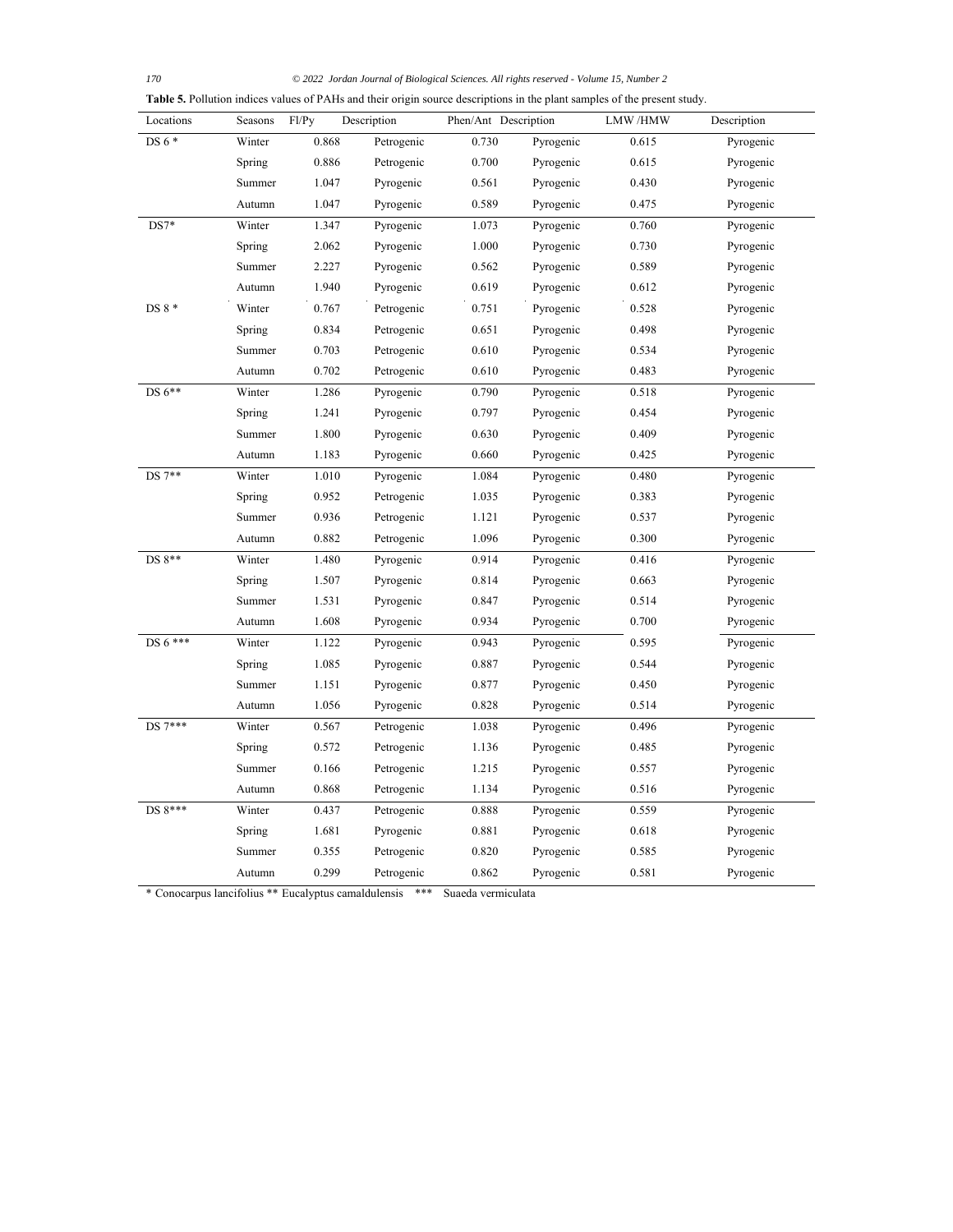**Table 5.** Pollution indices values of PAHs and their origin source descriptions in the plant samples of the present study.

| Locations | Seasons | Fl/Py | Description | Phen/Ant | Description | LMW /HMW | Description |
|---|---|---|---|---|---|---|---|
| DS 6 * | Winter | 0.868 | Petrogenic | 0.730 | Pyrogenic | 0.615 | Pyrogenic |
| | Spring | 0.886 | Petrogenic | 0.700 | Pyrogenic | 0.615 | Pyrogenic |
| | Summer | 1.047 | Pyrogenic | 0.561 | Pyrogenic | 0.430 | Pyrogenic |
| | Autumn | 1.047 | Pyrogenic | 0.589 | Pyrogenic | 0.475 | Pyrogenic |
| DS7* | Winter | 1.347 | Pyrogenic | 1.073 | Pyrogenic | 0.760 | Pyrogenic |
| | Spring | 2.062 | Pyrogenic | 1.000 | Pyrogenic | 0.730 | Pyrogenic |
| | Summer | 2.227 | Pyrogenic | 0.562 | Pyrogenic | 0.589 | Pyrogenic |
| | Autumn | 1.940 | Pyrogenic | 0.619 | Pyrogenic | 0.612 | Pyrogenic |
| DS 8 * | Winter | 0.767 | Petrogenic | 0.751 | Pyrogenic | 0.528 | Pyrogenic |
| | Spring | 0.834 | Petrogenic | 0.651 | Pyrogenic | 0.498 | Pyrogenic |
| | Summer | 0.703 | Petrogenic | 0.610 | Pyrogenic | 0.534 | Pyrogenic |
| | Autumn | 0.702 | Petrogenic | 0.610 | Pyrogenic | 0.483 | Pyrogenic |
| DS 6** | Winter | 1.286 | Pyrogenic | 0.790 | Pyrogenic | 0.518 | Pyrogenic |
| | Spring | 1.241 | Pyrogenic | 0.797 | Pyrogenic | 0.454 | Pyrogenic |
| | Summer | 1.800 | Pyrogenic | 0.630 | Pyrogenic | 0.409 | Pyrogenic |
| | Autumn | 1.183 | Pyrogenic | 0.660 | Pyrogenic | 0.425 | Pyrogenic |
| DS 7** | Winter | 1.010 | Pyrogenic | 1.084 | Pyrogenic | 0.480 | Pyrogenic |
| | Spring | 0.952 | Petrogenic | 1.035 | Pyrogenic | 0.383 | Pyrogenic |
| | Summer | 0.936 | Petrogenic | 1.121 | Pyrogenic | 0.537 | Pyrogenic |
| | Autumn | 0.882 | Petrogenic | 1.096 | Pyrogenic | 0.300 | Pyrogenic |
| DS 8** | Winter | 1.480 | Pyrogenic | 0.914 | Pyrogenic | 0.416 | Pyrogenic |
| | Spring | 1.507 | Pyrogenic | 0.814 | Pyrogenic | 0.663 | Pyrogenic |
| | Summer | 1.531 | Pyrogenic | 0.847 | Pyrogenic | 0.514 | Pyrogenic |
| | Autumn | 1.608 | Pyrogenic | 0.934 | Pyrogenic | 0.700 | Pyrogenic |
| DS 6 *** | Winter | 1.122 | Pyrogenic | 0.943 | Pyrogenic | 0.595 | Pyrogenic |
| | Spring | 1.085 | Pyrogenic | 0.887 | Pyrogenic | 0.544 | Pyrogenic |
| | Summer | 1.151 | Pyrogenic | 0.877 | Pyrogenic | 0.450 | Pyrogenic |
| | Autumn | 1.056 | Pyrogenic | 0.828 | Pyrogenic | 0.514 | Pyrogenic |
| DS 7*** | Winter | 0.567 | Petrogenic | 1.038 | Pyrogenic | 0.496 | Pyrogenic |
| | Spring | 0.572 | Petrogenic | 1.136 | Pyrogenic | 0.485 | Pyrogenic |
| | Summer | 0.166 | Petrogenic | 1.215 | Pyrogenic | 0.557 | Pyrogenic |
| | Autumn | 0.868 | Petrogenic | 1.134 | Pyrogenic | 0.516 | Pyrogenic |
| DS 8*** | Winter | 0.437 | Petrogenic | 0.888 | Pyrogenic | 0.559 | Pyrogenic |
| | Spring | 1.681 | Pyrogenic | 0.881 | Pyrogenic | 0.618 | Pyrogenic |
| | Summer | 0.355 | Petrogenic | 0.820 | Pyrogenic | 0.585 | Pyrogenic |
| | Autumn | 0.299 | Petrogenic | 0.862 | Pyrogenic | 0.581 | Pyrogenic |

* Conocarpus lancifolius ** Eucalyptus camaldulensis *** Suaeda vermiculata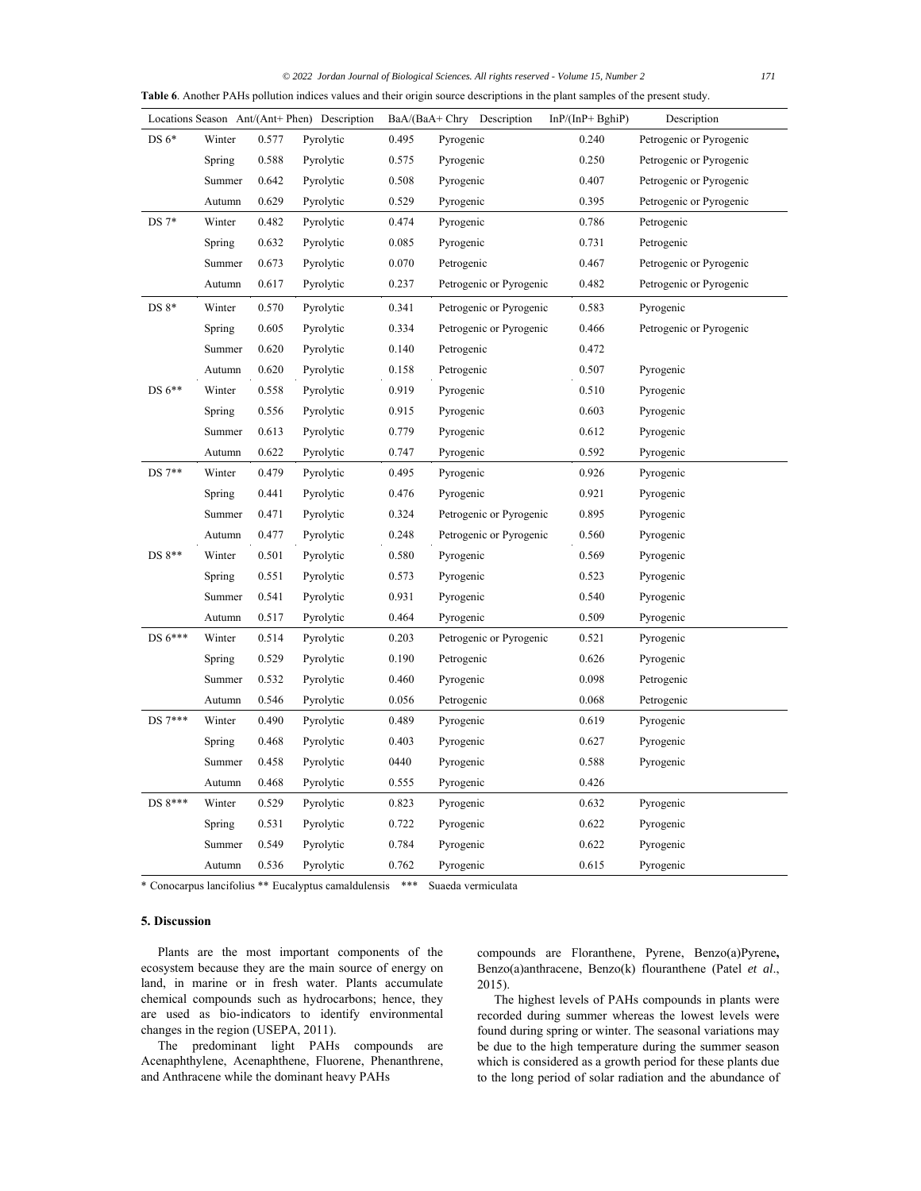**Table 6**. Another PAHs pollution indices values and their origin source descriptions in the plant samples of the present study.

| Locations | Season | Ant/(Ant+ Phen) | Description | BaA/(BaA+ Chry | Description | InP/(InP+ BghiP) | Description |
|---|---|---|---|---|---|---|---|
| DS 6* | Winter | 0.577 | Pyrolytic | 0.495 | Pyrogenic | 0.240 | Petrogenic or Pyrogenic |
| | Spring | 0.588 | Pyrolytic | 0.575 | Pyrogenic | 0.250 | Petrogenic or Pyrogenic |
| | Summer | 0.642 | Pyrolytic | 0.508 | Pyrogenic | 0.407 | Petrogenic or Pyrogenic |
| | Autumn | 0.629 | Pyrolytic | 0.529 | Pyrogenic | 0.395 | Petrogenic or Pyrogenic |
| DS 7* | Winter | 0.482 | Pyrolytic | 0.474 | Pyrogenic | 0.786 | Petrogenic |
| | Spring | 0.632 | Pyrolytic | 0.085 | Pyrogenic | 0.731 | Petrogenic |
| | Summer | 0.673 | Pyrolytic | 0.070 | Petrogenic | 0.467 | Petrogenic or Pyrogenic |
| | Autumn | 0.617 | Pyrolytic | 0.237 | Petrogenic or Pyrogenic | 0.482 | Petrogenic or Pyrogenic |
| DS 8* | Winter | 0.570 | Pyrolytic | 0.341 | Petrogenic or Pyrogenic | 0.583 | Pyrogenic |
| | Spring | 0.605 | Pyrolytic | 0.334 | Petrogenic or Pyrogenic | 0.466 | Petrogenic or Pyrogenic |
| | Summer | 0.620 | Pyrolytic | 0.140 | Petrogenic | 0.472 | |
| | Autumn | 0.620 | Pyrolytic | 0.158 | Petrogenic | 0.507 | Pyrogenic |
| DS 6** | Winter | 0.558 | Pyrolytic | 0.919 | Pyrogenic | 0.510 | Pyrogenic |
| | Spring | 0.556 | Pyrolytic | 0.915 | Pyrogenic | 0.603 | Pyrogenic |
| | Summer | 0.613 | Pyrolytic | 0.779 | Pyrogenic | 0.612 | Pyrogenic |
| | Autumn | 0.622 | Pyrolytic | 0.747 | Pyrogenic | 0.592 | Pyrogenic |
| DS 7** | Winter | 0.479 | Pyrolytic | 0.495 | Pyrogenic | 0.926 | Pyrogenic |
| | Spring | 0.441 | Pyrolytic | 0.476 | Pyrogenic | 0.921 | Pyrogenic |
| | Summer | 0.471 | Pyrolytic | 0.324 | Petrogenic or Pyrogenic | 0.895 | Pyrogenic |
| | Autumn | 0.477 | Pyrolytic | 0.248 | Petrogenic or Pyrogenic | 0.560 | Pyrogenic |
| DS 8** | Winter | 0.501 | Pyrolytic | 0.580 | Pyrogenic | 0.569 | Pyrogenic |
| | Spring | 0.551 | Pyrolytic | 0.573 | Pyrogenic | 0.523 | Pyrogenic |
| | Summer | 0.541 | Pyrolytic | 0.931 | Pyrogenic | 0.540 | Pyrogenic |
| | Autumn | 0.517 | Pyrolytic | 0.464 | Pyrogenic | 0.509 | Pyrogenic |
| DS 6*** | Winter | 0.514 | Pyrolytic | 0.203 | Petrogenic or Pyrogenic | 0.521 | Pyrogenic |
| | Spring | 0.529 | Pyrolytic | 0.190 | Petrogenic | 0.626 | Pyrogenic |
| | Summer | 0.532 | Pyrolytic | 0.460 | Pyrogenic | 0.098 | Petrogenic |
| | Autumn | 0.546 | Pyrolytic | 0.056 | Petrogenic | 0.068 | Petrogenic |
| DS 7*** | Winter | 0.490 | Pyrolytic | 0.489 | Pyrogenic | 0.619 | Pyrogenic |
| | Spring | 0.468 | Pyrolytic | 0.403 | Pyrogenic | 0.627 | Pyrogenic |
| | Summer | 0.458 | Pyrolytic | 0440 | Pyrogenic | 0.588 | Pyrogenic |
| | Autumn | 0.468 | Pyrolytic | 0.555 | Pyrogenic | 0.426 | |
| DS 8*** | Winter | 0.529 | Pyrolytic | 0.823 | Pyrogenic | 0.632 | Pyrogenic |
| | Spring | 0.531 | Pyrolytic | 0.722 | Pyrogenic | 0.622 | Pyrogenic |
| | Summer | 0.549 | Pyrolytic | 0.784 | Pyrogenic | 0.622 | Pyrogenic |
| | Autumn | 0.536 | Pyrolytic | 0.762 | Pyrogenic | 0.615 | Pyrogenic |

* Conocarpus lancifolius ** Eucalyptus camaldulensis *** Suaeda vermiculata

## 5. Discussion

Plants are the most important components of the ecosystem because they are the main source of energy on land, in marine or in fresh water. Plants accumulate chemical compounds such as hydrocarbons; hence, they are used as bio-indicators to identify environmental changes in the region (USEPA, 2011).

The predominant light PAHs compounds are Acenaphthylene, Acenaphthene, Fluorene, Phenanthrene, and Anthracene while the dominant heavy PAHs compounds are Floranthene, Pyrene, Benzo(a)Pyrene, Benzo(a)anthracene, Benzo(k) flouranthene (Patel *et al*., 2015).

The highest levels of PAHs compounds in plants were recorded during summer whereas the lowest levels were found during spring or winter. The seasonal variations may be due to the high temperature during the summer season which is considered as a growth period for these plants due to the long period of solar radiation and the abundance of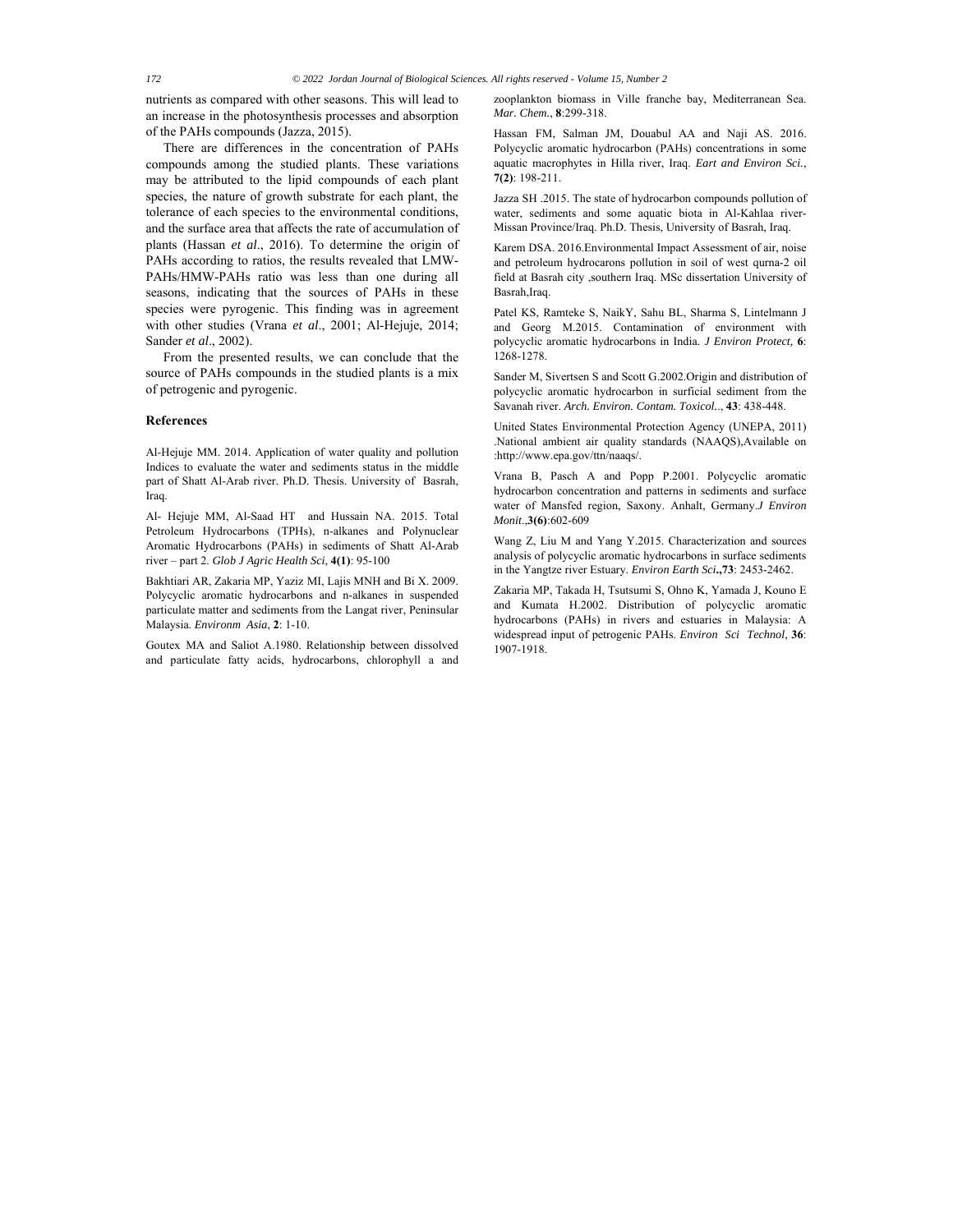nutrients as compared with other seasons. This will lead to an increase in the photosynthesis processes and absorption of the PAHs compounds (Jazza, 2015).

There are differences in the concentration of PAHs compounds among the studied plants. These variations may be attributed to the lipid compounds of each plant species, the nature of growth substrate for each plant, the tolerance of each species to the environmental conditions, and the surface area that affects the rate of accumulation of plants (Hassan *et al*., 2016). To determine the origin of PAHs according to ratios, the results revealed that LMW-PAHs/HMW-PAHs ratio was less than one during all seasons, indicating that the sources of PAHs in these species were pyrogenic. This finding was in agreement with other studies (Vrana *et al*., 2001; Al-Hejuje, 2014; Sander *et al*., 2002).

From the presented results, we can conclude that the source of PAHs compounds in the studied plants is a mix of petrogenic and pyrogenic.

## References

Al-Hejuje MM. 2014. Application of water quality and pollution Indices to evaluate the water and sediments status in the middle part of Shatt Al-Arab river. Ph.D. Thesis. University of Basrah, Iraq.

Al- Hejuje MM, Al-Saad HT and Hussain NA. 2015. Total Petroleum Hydrocarbons (TPHs), n-alkanes and Polynuclear Aromatic Hydrocarbons (PAHs) in sediments of Shatt Al-Arab river – part 2. *Glob J Agric Health Sci*, **4(1)**: 95-100

Bakhtiari AR, Zakaria MP, Yaziz MI, Lajis MNH and Bi X. 2009. Polycyclic aromatic hydrocarbons and n-alkanes in suspended particulate matter and sediments from the Langat river, Peninsular Malaysia. *Environm Asia*, **2**: 1-10.

Goutex MA and Saliot A.1980. Relationship between dissolved and particulate fatty acids, hydrocarbons, chlorophyll a and zooplankton biomass in Ville franche bay, Mediterranean Sea. *Mar. Chem.*, **8**:299-318.

Hassan FM, Salman JM, Douabul AA and Naji AS. 2016. Polycyclic aromatic hydrocarbon (PAHs) concentrations in some aquatic macrophytes in Hilla river, Iraq. *Eart and Environ Sci.*, **7(2)**: 198-211.

Jazza SH .2015. The state of hydrocarbon compounds pollution of water, sediments and some aquatic biota in Al-Kahlaa river-Missan Province/Iraq. Ph.D. Thesis, University of Basrah, Iraq.

Karem DSA. 2016.Environmental Impact Assessment of air, noise and petroleum hydrocarons pollution in soil of west qurna-2 oil field at Basrah city ,southern Iraq. MSc dissertation University of Basrah,Iraq.

Patel KS, Ramteke S, NaikY, Sahu BL, Sharma S, Lintelmann J and Georg M.2015. Contamination of environment with polycyclic aromatic hydrocarbons in India. *J Environ Protect,* **6**: 1268-1278.

Sander M, Sivertsen S and Scott G.2002.Origin and distribution of polycyclic aromatic hydrocarbon in surficial sediment from the Savanah river. *Arch. Environ. Contam. Toxicol.*., **43**: 438-448.

United States Environmental Protection Agency (UNEPA, 2011) .National ambient air quality standards (NAAQS),Available on :http://www.epa.gov/ttn/naaqs/.

Vrana B, Pasch A and Popp P.2001. Polycyclic aromatic hydrocarbon concentration and patterns in sediments and surface water of Mansfed region, Saxony. Anhalt, Germany.*J Environ Monit*.,**3(6)**:602-609

Wang Z, Liu M and Yang Y.2015. Characterization and sources analysis of polycyclic aromatic hydrocarbons in surface sediments in the Yangtze river Estuary. *Environ Earth Sci*.,**73**: 2453-2462.

Zakaria MP, Takada H, Tsutsumi S, Ohno K, Yamada J, Kouno E and Kumata H.2002. Distribution of polycyclic aromatic hydrocarbons (PAHs) in rivers and estuaries in Malaysia: A widespread input of petrogenic PAHs. *Environ Sci Technol*, **36**: 1907-1918.